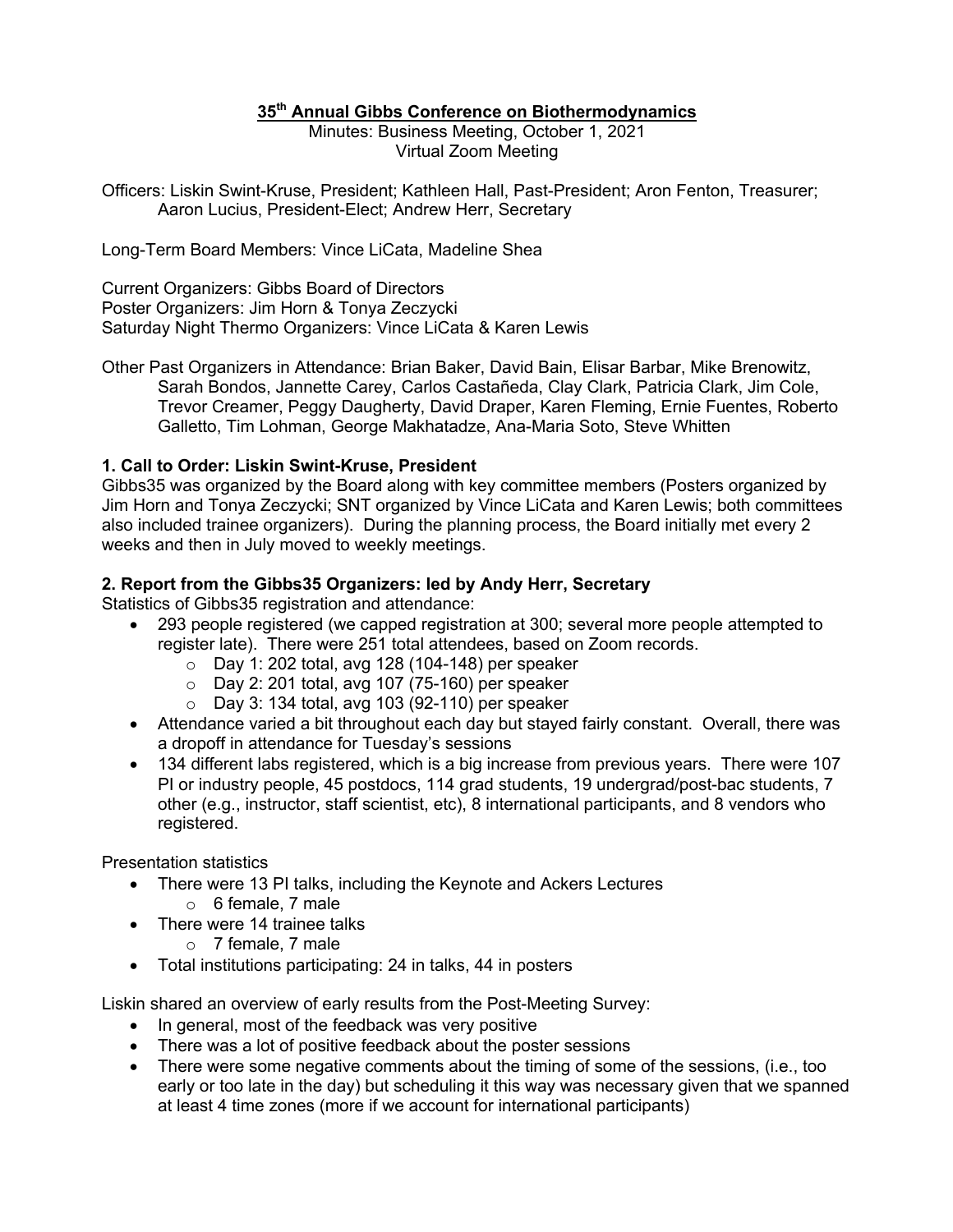# 35th Annual Gibbs Conference on Biothermodynamics

Minutes: Business Meeting, October 1, 2021
Virtual Zoom Meeting

Officers: Liskin Swint-Kruse, President; Kathleen Hall, Past-President; Aron Fenton, Treasurer; Aaron Lucius, President-Elect; Andrew Herr, Secretary

Long-Term Board Members: Vince LiCata, Madeline Shea

Current Organizers: Gibbs Board of Directors
Poster Organizers: Jim Horn & Tonya Zeczycki
Saturday Night Thermo Organizers: Vince LiCata & Karen Lewis

Other Past Organizers in Attendance: Brian Baker, David Bain, Elisar Barbar, Mike Brenowitz, Sarah Bondos, Jannette Carey, Carlos Castañeda, Clay Clark, Patricia Clark, Jim Cole, Trevor Creamer, Peggy Daugherty, David Draper, Karen Fleming, Ernie Fuentes, Roberto Galletto, Tim Lohman, George Makhatadze, Ana-Maria Soto, Steve Whitten

## 1. Call to Order: Liskin Swint-Kruse, President

Gibbs35 was organized by the Board along with key committee members (Posters organized by Jim Horn and Tonya Zeczycki; SNT organized by Vince LiCata and Karen Lewis; both committees also included trainee organizers). During the planning process, the Board initially met every 2 weeks and then in July moved to weekly meetings.

## 2. Report from the Gibbs35 Organizers: led by Andy Herr, Secretary

Statistics of Gibbs35 registration and attendance:

- 293 people registered (we capped registration at 300; several more people attempted to register late). There were 251 total attendees, based on Zoom records.
  - Day 1: 202 total, avg 128 (104-148) per speaker
  - Day 2: 201 total, avg 107 (75-160) per speaker
  - Day 3: 134 total, avg 103 (92-110) per speaker
- Attendance varied a bit throughout each day but stayed fairly constant. Overall, there was a dropoff in attendance for Tuesday's sessions
- 134 different labs registered, which is a big increase from previous years. There were 107 PI or industry people, 45 postdocs, 114 grad students, 19 undergrad/post-bac students, 7 other (e.g., instructor, staff scientist, etc), 8 international participants, and 8 vendors who registered.

Presentation statistics

- There were 13 PI talks, including the Keynote and Ackers Lectures
  - 6 female, 7 male
- There were 14 trainee talks
  - 7 female, 7 male
- Total institutions participating: 24 in talks, 44 in posters

Liskin shared an overview of early results from the Post-Meeting Survey:

- In general, most of the feedback was very positive
- There was a lot of positive feedback about the poster sessions
- There were some negative comments about the timing of some of the sessions, (i.e., too early or too late in the day) but scheduling it this way was necessary given that we spanned at least 4 time zones (more if we account for international participants)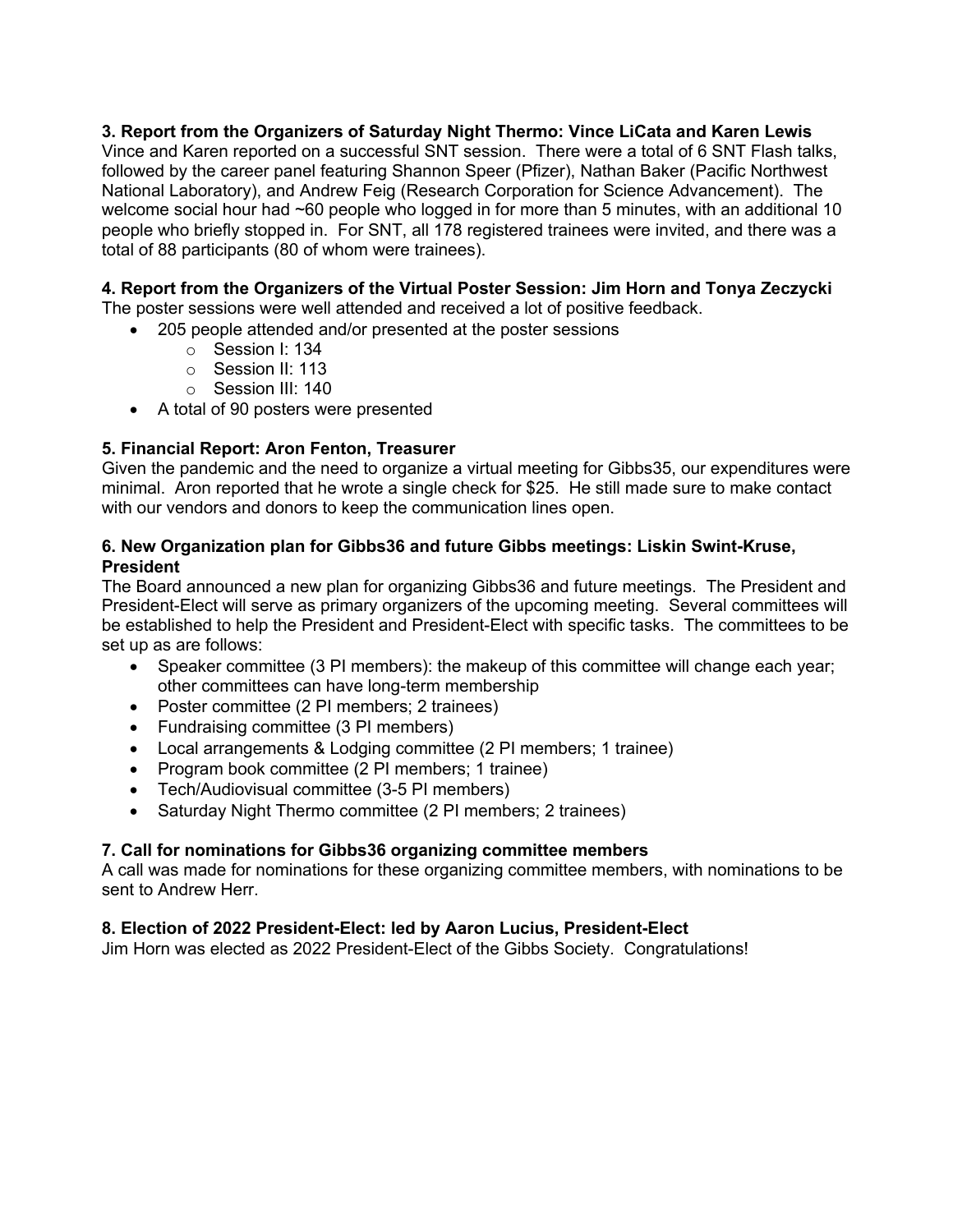**3. Report from the Organizers of Saturday Night Thermo: Vince LiCata and Karen Lewis**

Vince and Karen reported on a successful SNT session. There were a total of 6 SNT Flash talks, followed by the career panel featuring Shannon Speer (Pfizer), Nathan Baker (Pacific Northwest National Laboratory), and Andrew Feig (Research Corporation for Science Advancement). The welcome social hour had ~60 people who logged in for more than 5 minutes, with an additional 10 people who briefly stopped in. For SNT, all 178 registered trainees were invited, and there was a total of 88 participants (80 of whom were trainees).

**4. Report from the Organizers of the Virtual Poster Session: Jim Horn and Tonya Zeczycki**

The poster sessions were well attended and received a lot of positive feedback.

- 205 people attended and/or presented at the poster sessions
  - Session I: 134
  - Session II: 113
  - Session III: 140
- A total of 90 posters were presented

**5. Financial Report: Aron Fenton, Treasurer**

Given the pandemic and the need to organize a virtual meeting for Gibbs35, our expenditures were minimal. Aron reported that he wrote a single check for $25. He still made sure to make contact with our vendors and donors to keep the communication lines open.

**6. New Organization plan for Gibbs36 and future Gibbs meetings: Liskin Swint-Kruse, President**

The Board announced a new plan for organizing Gibbs36 and future meetings. The President and President-Elect will serve as primary organizers of the upcoming meeting. Several committees will be established to help the President and President-Elect with specific tasks. The committees to be set up as are follows:

- Speaker committee (3 PI members): the makeup of this committee will change each year; other committees can have long-term membership
- Poster committee (2 PI members; 2 trainees)
- Fundraising committee (3 PI members)
- Local arrangements & Lodging committee (2 PI members; 1 trainee)
- Program book committee (2 PI members; 1 trainee)
- Tech/Audiovisual committee (3-5 PI members)
- Saturday Night Thermo committee (2 PI members; 2 trainees)

**7. Call for nominations for Gibbs36 organizing committee members**

A call was made for nominations for these organizing committee members, with nominations to be sent to Andrew Herr.

**8. Election of 2022 President-Elect: led by Aaron Lucius, President-Elect**

Jim Horn was elected as 2022 President-Elect of the Gibbs Society. Congratulations!